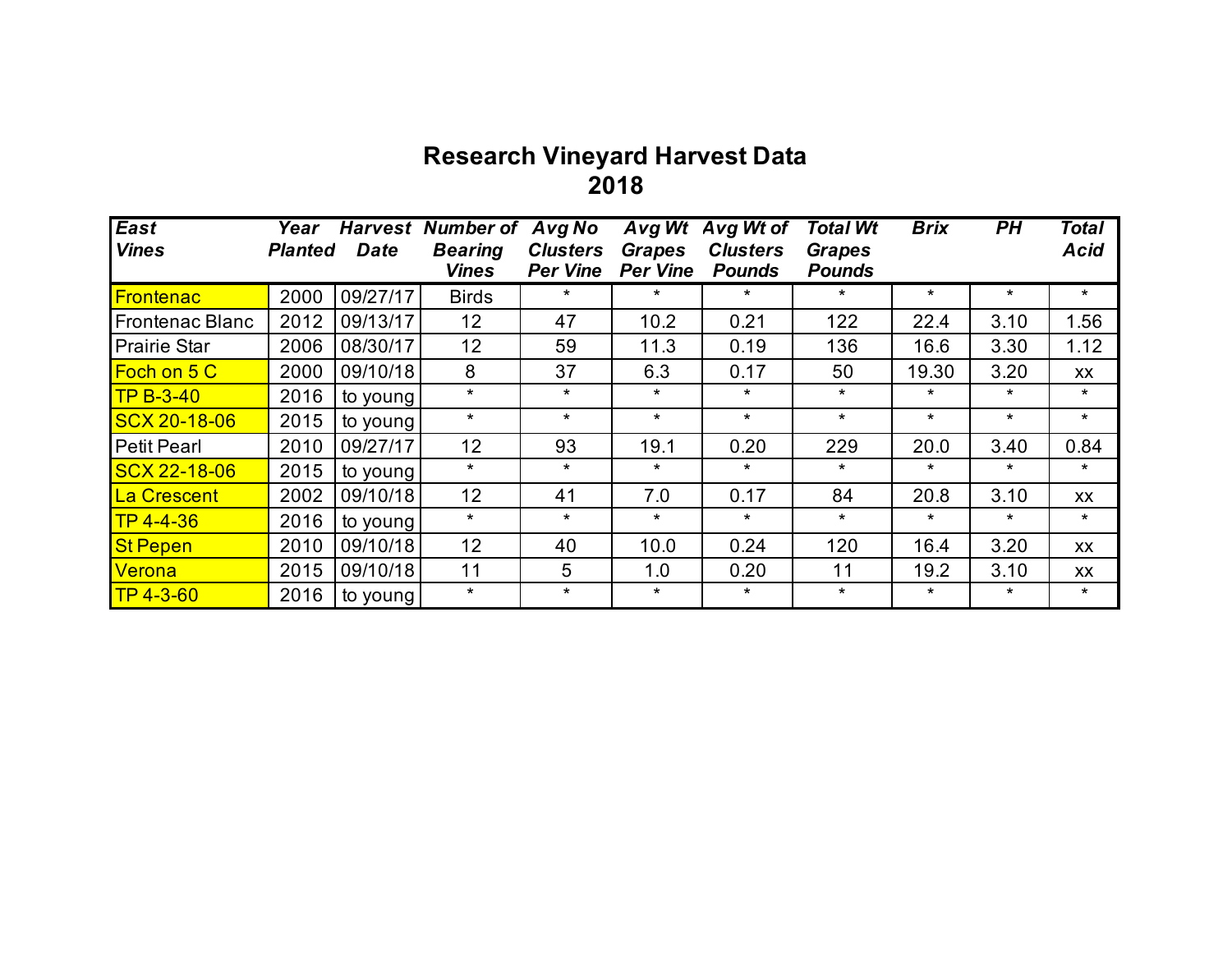# Research Vineyard Harvest Data
# 2018

| East Vines | Year Planted | Harvest Date | Number of Bearing Vines | Avg No Clusters Per Vine | Avg Wt Grapes Per Vine | Avg Wt of Clusters Pounds | Total Wt Grapes Pounds | Brix | PH | Total Acid |
|---|---|---|---|---|---|---|---|---|---|---|
| Frontenac | 2000 | 09/27/17 | Birds | * | * | * | * | * | * | * |
| Frontenac Blanc | 2012 | 09/13/17 | 12 | 47 | 10.2 | 0.21 | 122 | 22.4 | 3.10 | 1.56 |
| Prairie Star | 2006 | 08/30/17 | 12 | 59 | 11.3 | 0.19 | 136 | 16.6 | 3.30 | 1.12 |
| Foch on 5 C | 2000 | 09/10/18 | 8 | 37 | 6.3 | 0.17 | 50 | 19.30 | 3.20 | xx |
| TP B-3-40 | 2016 | to young | * | * | * | * | * | * | * | * |
| SCX 20-18-06 | 2015 | to young | * | * | * | * | * | * | * | * |
| Petit Pearl | 2010 | 09/27/17 | 12 | 93 | 19.1 | 0.20 | 229 | 20.0 | 3.40 | 0.84 |
| SCX 22-18-06 | 2015 | to young | * | * | * | * | * | * | * | * |
| La Crescent | 2002 | 09/10/18 | 12 | 41 | 7.0 | 0.17 | 84 | 20.8 | 3.10 | xx |
| TP 4-4-36 | 2016 | to young | * | * | * | * | * | * | * | * |
| St Pepen | 2010 | 09/10/18 | 12 | 40 | 10.0 | 0.24 | 120 | 16.4 | 3.20 | xx |
| Verona | 2015 | 09/10/18 | 11 | 5 | 1.0 | 0.20 | 11 | 19.2 | 3.10 | xx |
| TP 4-3-60 | 2016 | to young | * | * | * | * | * | * | * | * |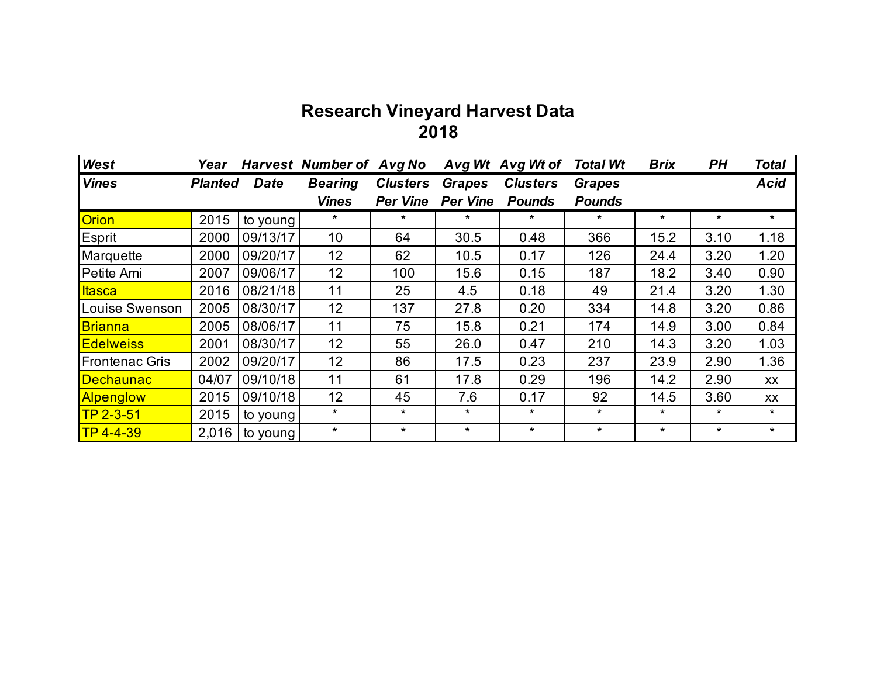# Research Vineyard Harvest Data
## 2018

| West Vines | Year Planted | Harvest Date | Number of Bearing Vines | Avg No Clusters Per Vine | Avg Wt Grapes Per Vine | Avg Wt of Clusters Pounds | Total Wt Grapes Pounds | Brix | PH | Total Acid |
|---|---|---|---|---|---|---|---|---|---|---|
| Orion | 2015 | to young | * | * | * | * | * | * | * | * |
| Esprit | 2000 | 09/13/17 | 10 | 64 | 30.5 | 0.48 | 366 | 15.2 | 3.10 | 1.18 |
| Marquette | 2000 | 09/20/17 | 12 | 62 | 10.5 | 0.17 | 126 | 24.4 | 3.20 | 1.20 |
| Petite Ami | 2007 | 09/06/17 | 12 | 100 | 15.6 | 0.15 | 187 | 18.2 | 3.40 | 0.90 |
| Itasca | 2016 | 08/21/18 | 11 | 25 | 4.5 | 0.18 | 49 | 21.4 | 3.20 | 1.30 |
| Louise Swenson | 2005 | 08/30/17 | 12 | 137 | 27.8 | 0.20 | 334 | 14.8 | 3.20 | 0.86 |
| Brianna | 2005 | 08/06/17 | 11 | 75 | 15.8 | 0.21 | 174 | 14.9 | 3.00 | 0.84 |
| Edelweiss | 2001 | 08/30/17 | 12 | 55 | 26.0 | 0.47 | 210 | 14.3 | 3.20 | 1.03 |
| Frontenac Gris | 2002 | 09/20/17 | 12 | 86 | 17.5 | 0.23 | 237 | 23.9 | 2.90 | 1.36 |
| Dechaunac | 04/07 | 09/10/18 | 11 | 61 | 17.8 | 0.29 | 196 | 14.2 | 2.90 | xx |
| Alpenglow | 2015 | 09/10/18 | 12 | 45 | 7.6 | 0.17 | 92 | 14.5 | 3.60 | xx |
| TP 2-3-51 | 2015 | to young | * | * | * | * | * | * | * | * |
| TP 4-4-39 | 2,016 | to young | * | * | * | * | * | * | * | * |